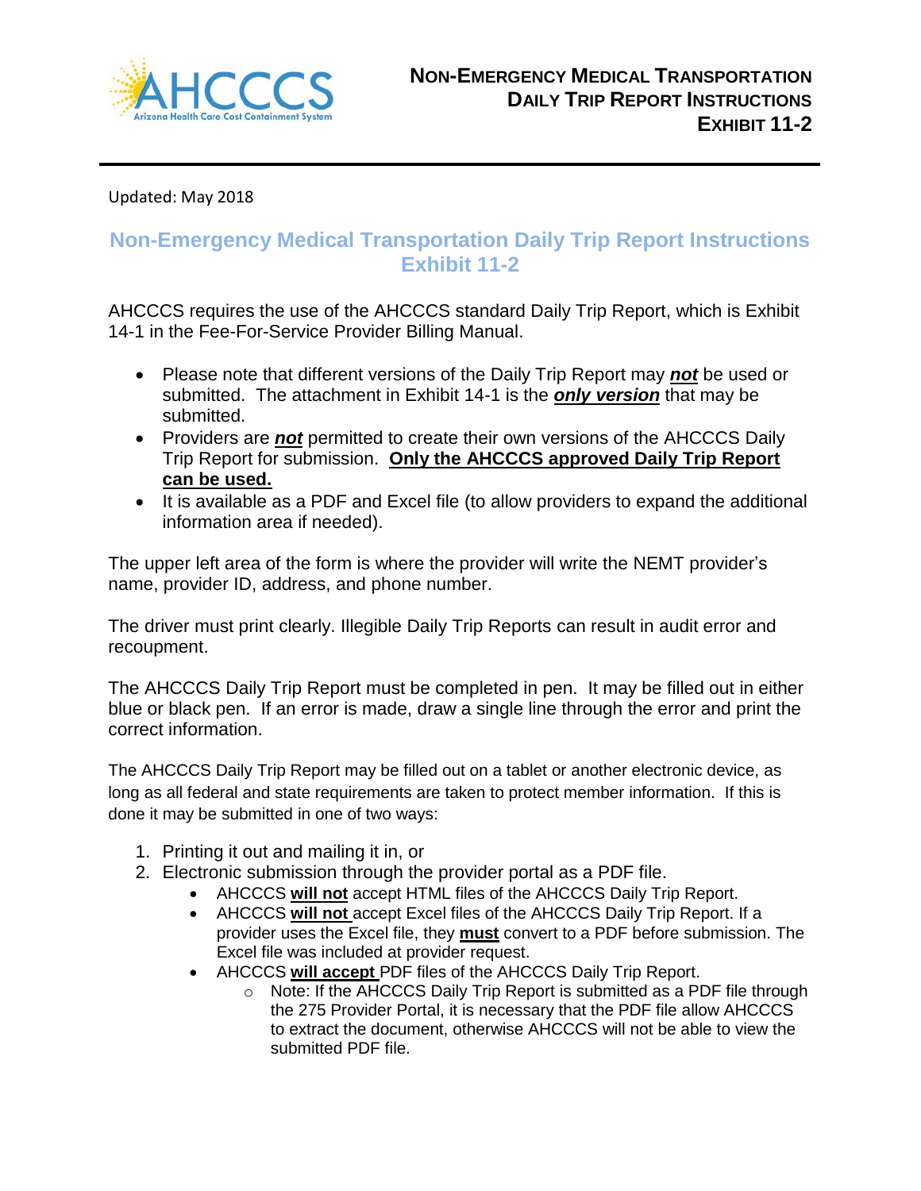Updated: May 2018

# Non-Emergency Medical Transportation Daily Trip Report Instructions Exhibit 11-2

AHCCCS requires the use of the AHCCCS standard Daily Trip Report, which is Exhibit 14-1 in the Fee-For-Service Provider Billing Manual.

- Please note that different versions of the Daily Trip Report may ***not*** be used or submitted. The attachment in Exhibit 14-1 is the ***only version*** that may be submitted.
- Providers are ***not*** permitted to create their own versions of the AHCCCS Daily Trip Report for submission. **Only the AHCCCS approved Daily Trip Report can be used.**
- It is available as a PDF and Excel file (to allow providers to expand the additional information area if needed).

The upper left area of the form is where the provider will write the NEMT provider's name, provider ID, address, and phone number.

The driver must print clearly. Illegible Daily Trip Reports can result in audit error and recoupment.

The AHCCCS Daily Trip Report must be completed in pen. It may be filled out in either blue or black pen. If an error is made, draw a single line through the error and print the correct information.

The AHCCCS Daily Trip Report may be filled out on a tablet or another electronic device, as long as all federal and state requirements are taken to protect member information. If this is done it may be submitted in one of two ways:

1. Printing it out and mailing it in, or
2. Electronic submission through the provider portal as a PDF file.
   - AHCCCS **will not** accept HTML files of the AHCCCS Daily Trip Report.
   - AHCCCS **will not** accept Excel files of the AHCCCS Daily Trip Report. If a provider uses the Excel file, they **must** convert to a PDF before submission. The Excel file was included at provider request.
   - AHCCCS **will accept** PDF files of the AHCCCS Daily Trip Report.
     - Note: If the AHCCCS Daily Trip Report is submitted as a PDF file through the 275 Provider Portal, it is necessary that the PDF file allow AHCCCS to extract the document, otherwise AHCCCS will not be able to view the submitted PDF file.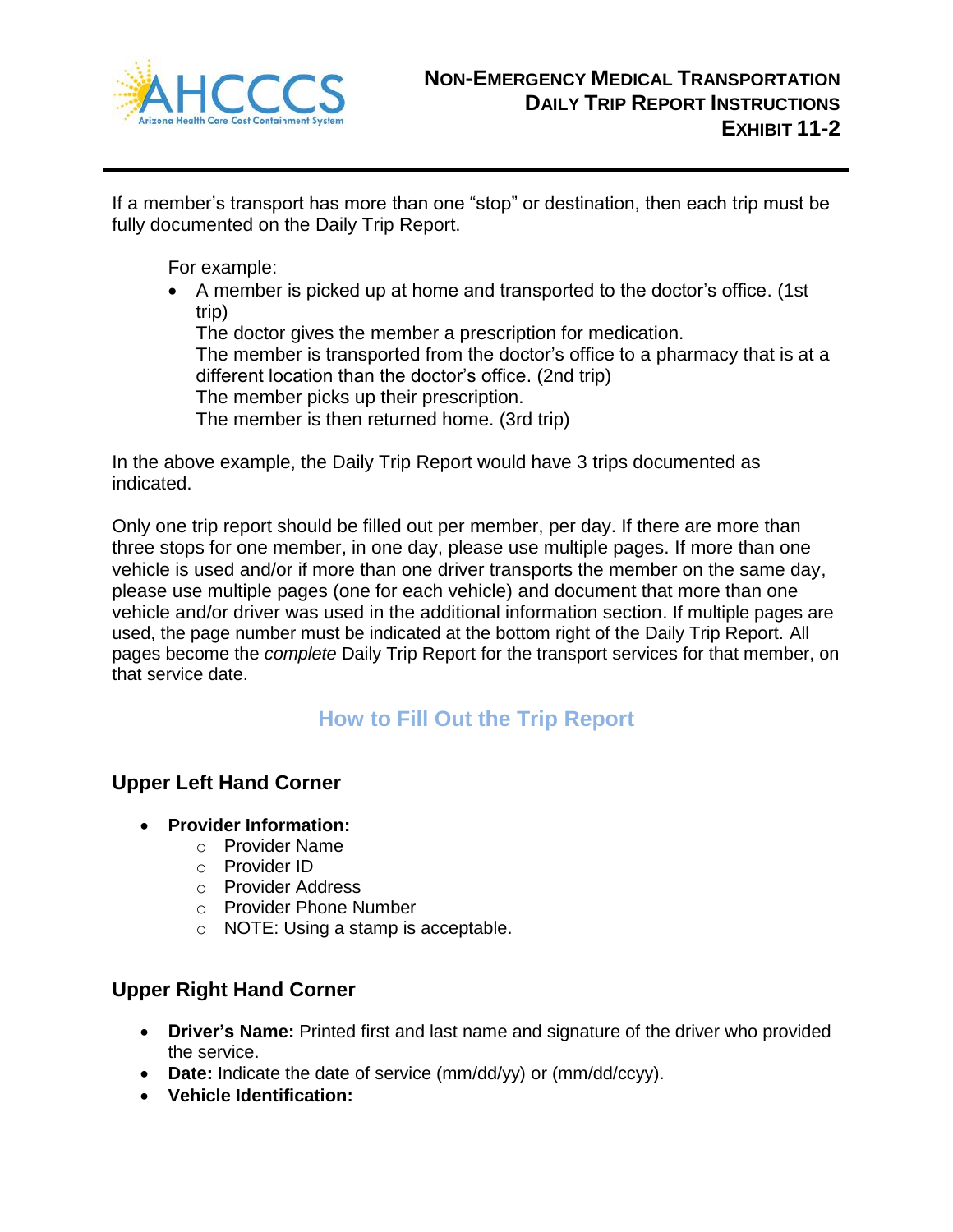If a member's transport has more than one "stop" or destination, then each trip must be fully documented on the Daily Trip Report.

For example:

- A member is picked up at home and transported to the doctor's office. (1st trip)
  The doctor gives the member a prescription for medication.
  The member is transported from the doctor's office to a pharmacy that is at a different location than the doctor's office. (2nd trip)
  The member picks up their prescription.
  The member is then returned home. (3rd trip)

In the above example, the Daily Trip Report would have 3 trips documented as indicated.

Only one trip report should be filled out per member, per day. If there are more than three stops for one member, in one day, please use multiple pages. If more than one vehicle is used and/or if more than one driver transports the member on the same day, please use multiple pages (one for each vehicle) and document that more than one vehicle and/or driver was used in the additional information section. If multiple pages are used, the page number must be indicated at the bottom right of the Daily Trip Report. All pages become the *complete* Daily Trip Report for the transport services for that member, on that service date.

## How to Fill Out the Trip Report

### Upper Left Hand Corner

- **Provider Information:**
  - Provider Name
  - Provider ID
  - Provider Address
  - Provider Phone Number
  - NOTE: Using a stamp is acceptable.

### Upper Right Hand Corner

- **Driver's Name:** Printed first and last name and signature of the driver who provided the service.
- **Date:** Indicate the date of service (mm/dd/yy) or (mm/dd/ccyy).
- **Vehicle Identification:**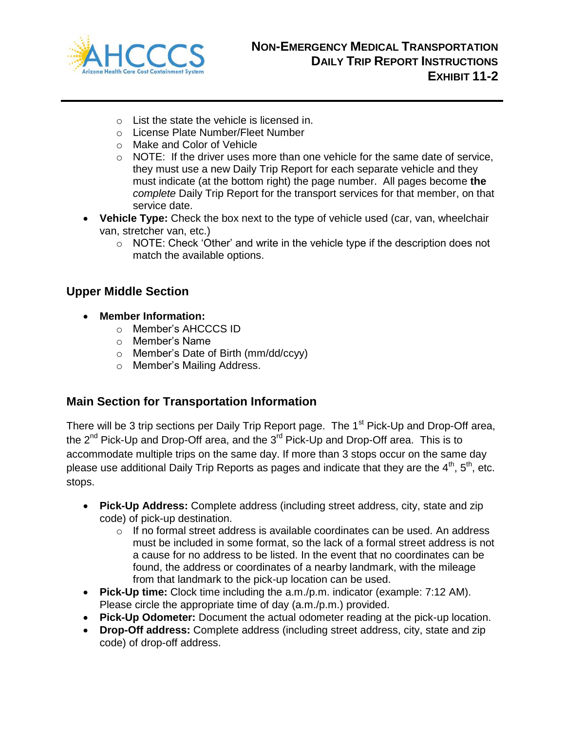- List the state the vehicle is licensed in.
    - License Plate Number/Fleet Number
    - Make and Color of Vehicle
    - NOTE: If the driver uses more than one vehicle for the same date of service, they must use a new Daily Trip Report for each separate vehicle and they must indicate (at the bottom right) the page number. All pages become **the** *complete* Daily Trip Report for the transport services for that member, on that service date.
- **Vehicle Type:** Check the box next to the type of vehicle used (car, van, wheelchair van, stretcher van, etc.)
    - NOTE: Check 'Other' and write in the vehicle type if the description does not match the available options.

## Upper Middle Section

- **Member Information:**
    - Member's AHCCCS ID
    - Member's Name
    - Member's Date of Birth (mm/dd/ccyy)
    - Member's Mailing Address.

## Main Section for Transportation Information

There will be 3 trip sections per Daily Trip Report page. The 1st Pick-Up and Drop-Off area, the 2nd Pick-Up and Drop-Off area, and the 3rd Pick-Up and Drop-Off area. This is to accommodate multiple trips on the same day. If more than 3 stops occur on the same day please use additional Daily Trip Reports as pages and indicate that they are the 4th, 5th, etc. stops.

- **Pick-Up Address:** Complete address (including street address, city, state and zip code) of pick-up destination.
    - If no formal street address is available coordinates can be used. An address must be included in some format, so the lack of a formal street address is not a cause for no address to be listed. In the event that no coordinates can be found, the address or coordinates of a nearby landmark, with the mileage from that landmark to the pick-up location can be used.
- **Pick-Up time:** Clock time including the a.m./p.m. indicator (example: 7:12 AM). Please circle the appropriate time of day (a.m./p.m.) provided.
- **Pick-Up Odometer:** Document the actual odometer reading at the pick-up location.
- **Drop-Off address:** Complete address (including street address, city, state and zip code) of drop-off address.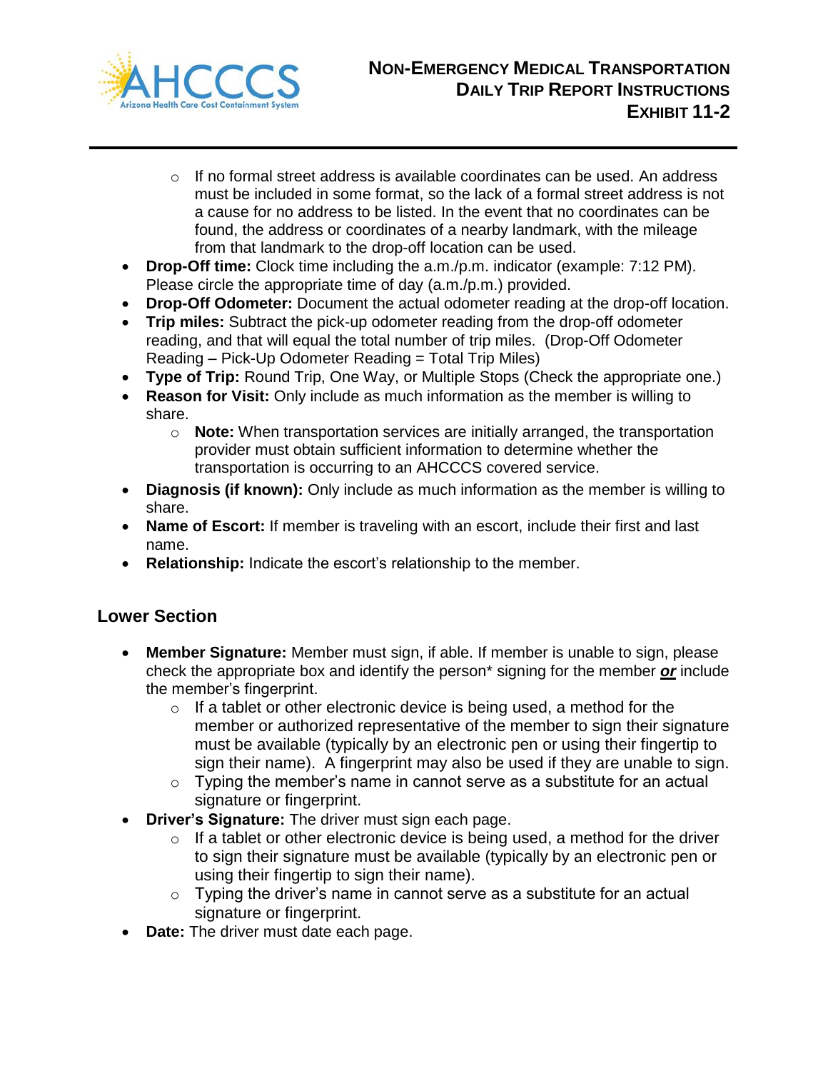- If no formal street address is available coordinates can be used. An address must be included in some format, so the lack of a formal street address is not a cause for no address to be listed. In the event that no coordinates can be found, the address or coordinates of a nearby landmark, with the mileage from that landmark to the drop-off location can be used.
- **Drop-Off time:** Clock time including the a.m./p.m. indicator (example: 7:12 PM). Please circle the appropriate time of day (a.m./p.m.) provided.
- **Drop-Off Odometer:** Document the actual odometer reading at the drop-off location.
- **Trip miles:** Subtract the pick-up odometer reading from the drop-off odometer reading, and that will equal the total number of trip miles. (Drop-Off Odometer Reading – Pick-Up Odometer Reading = Total Trip Miles)
- **Type of Trip:** Round Trip, One Way, or Multiple Stops (Check the appropriate one.)
- **Reason for Visit:** Only include as much information as the member is willing to share.
  - **Note:** When transportation services are initially arranged, the transportation provider must obtain sufficient information to determine whether the transportation is occurring to an AHCCCS covered service.
- **Diagnosis (if known):** Only include as much information as the member is willing to share.
- **Name of Escort:** If member is traveling with an escort, include their first and last name.
- **Relationship:** Indicate the escort's relationship to the member.

## Lower Section

- **Member Signature:** Member must sign, if able. If member is unable to sign, please check the appropriate box and identify the person* signing for the member ***or*** include the member's fingerprint.
  - If a tablet or other electronic device is being used, a method for the member or authorized representative of the member to sign their signature must be available (typically by an electronic pen or using their fingertip to sign their name). A fingerprint may also be used if they are unable to sign.
  - Typing the member's name in cannot serve as a substitute for an actual signature or fingerprint.
- **Driver's Signature:** The driver must sign each page.
  - If a tablet or other electronic device is being used, a method for the driver to sign their signature must be available (typically by an electronic pen or using their fingertip to sign their name).
  - Typing the driver's name in cannot serve as a substitute for an actual signature or fingerprint.
- **Date:** The driver must date each page.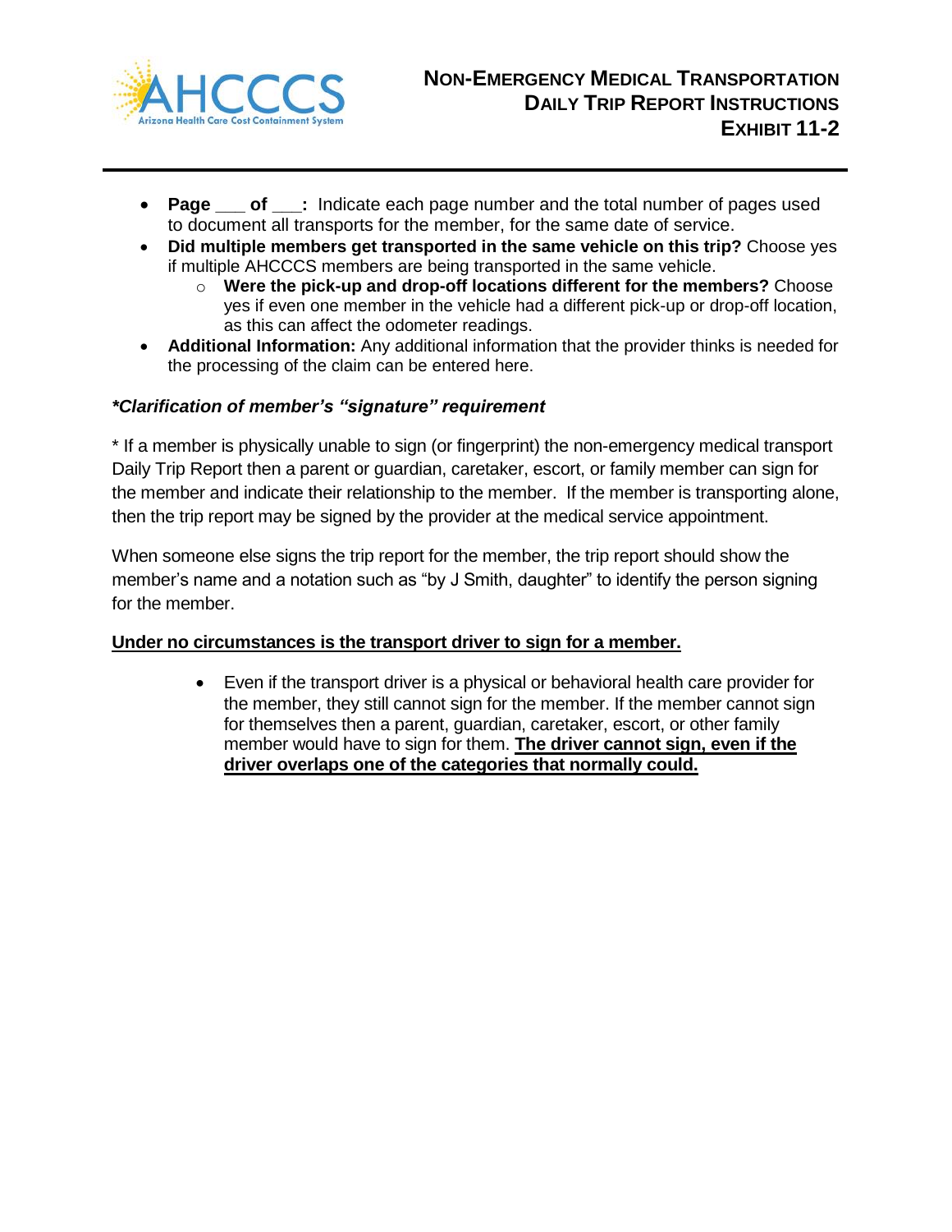- **Page ___ of ___:** Indicate each page number and the total number of pages used to document all transports for the member, for the same date of service.
- **Did multiple members get transported in the same vehicle on this trip?** Choose yes if multiple AHCCCS members are being transported in the same vehicle.
  - **Were the pick-up and drop-off locations different for the members?** Choose yes if even one member in the vehicle had a different pick-up or drop-off location, as this can affect the odometer readings.
- **Additional Information:** Any additional information that the provider thinks is needed for the processing of the claim can be entered here.

### ***Clarification of member's "signature" requirement**

* If a member is physically unable to sign (or fingerprint) the non-emergency medical transport Daily Trip Report then a parent or guardian, caretaker, escort, or family member can sign for the member and indicate their relationship to the member. If the member is transporting alone, then the trip report may be signed by the provider at the medical service appointment.

When someone else signs the trip report for the member, the trip report should show the member's name and a notation such as "by J Smith, daughter" to identify the person signing for the member.

<u>**Under no circumstances is the transport driver to sign for a member.**</u>

- Even if the transport driver is a physical or behavioral health care provider for the member, they still cannot sign for the member. If the member cannot sign for themselves then a parent, guardian, caretaker, escort, or other family member would have to sign for them. <u>**The driver cannot sign, even if the driver overlaps one of the categories that normally could.**</u>